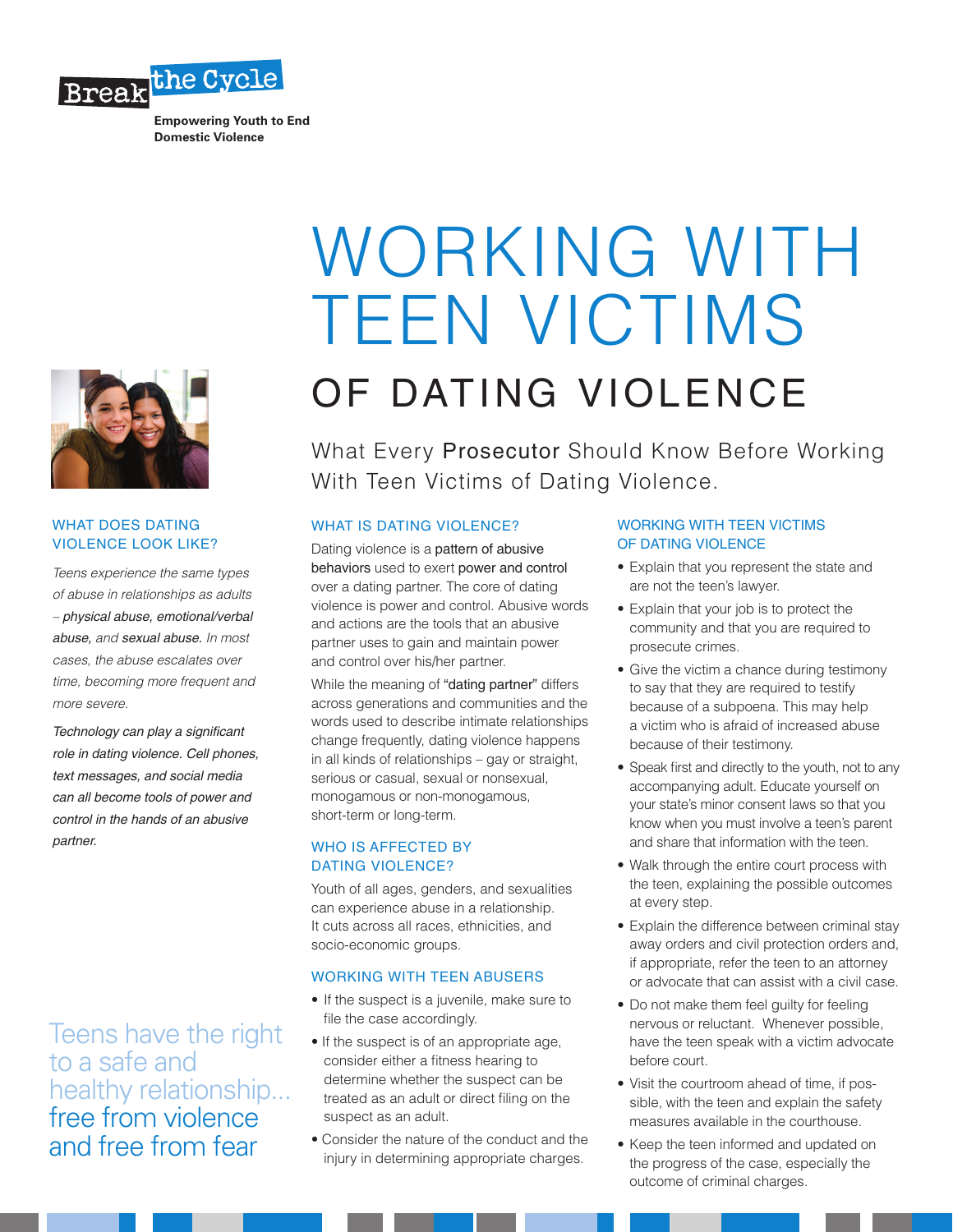Break the Cycle

**Empowering Youth to End Domestic Violence**

# WORKING WITH TEEN VICTIMS OF DATING VIOLENCE

What Every **Prosecutor** Should Know Before Working With Teen Victims of Dating Violence.

## WHAT DOES DATING VIOLENCE LOOK LIKE?

*Teens experience the same types of abuse in relationships as adults – **physical abuse, emotional/verbal abuse,** and **sexual abuse.** In most cases, the abuse escalates over time, becoming more frequent and more severe.*

***Technology can play a significant role in dating violence. Cell phones, text messages, and social media can all become tools of power and control in the hands of an abusive partner.***

Teens have the right to a safe and healthy relationship... free from violence and free from fear

## WHAT IS DATING VIOLENCE?

Dating violence is a pattern of abusive behaviors used to exert power and control over a dating partner. The core of dating violence is power and control. Abusive words and actions are the tools that an abusive partner uses to gain and maintain power and control over his/her partner.

While the meaning of "dating partner" differs across generations and communities and the words used to describe intimate relationships change frequently, dating violence happens in all kinds of relationships – gay or straight, serious or casual, sexual or nonsexual, monogamous or non-monogamous, short-term or long-term.

## WHO IS AFFECTED BY DATING VIOLENCE?

Youth of all ages, genders, and sexualities can experience abuse in a relationship. It cuts across all races, ethnicities, and socio-economic groups.

## WORKING WITH TEEN ABUSERS

- If the suspect is a juvenile, make sure to file the case accordingly.
- If the suspect is of an appropriate age, consider either a fitness hearing to determine whether the suspect can be treated as an adult or direct filing on the suspect as an adult.
- Consider the nature of the conduct and the injury in determining appropriate charges.

## WORKING WITH TEEN VICTIMS OF DATING VIOLENCE

- Explain that you represent the state and are not the teen's lawyer.
- Explain that your job is to protect the community and that you are required to prosecute crimes.
- Give the victim a chance during testimony to say that they are required to testify because of a subpoena. This may help a victim who is afraid of increased abuse because of their testimony.
- Speak first and directly to the youth, not to any accompanying adult. Educate yourself on your state's minor consent laws so that you know when you must involve a teen's parent and share that information with the teen.
- Walk through the entire court process with the teen, explaining the possible outcomes at every step.
- Explain the difference between criminal stay away orders and civil protection orders and, if appropriate, refer the teen to an attorney or advocate that can assist with a civil case.
- Do not make them feel guilty for feeling nervous or reluctant. Whenever possible, have the teen speak with a victim advocate before court.
- Visit the courtroom ahead of time, if possible, with the teen and explain the safety measures available in the courthouse.
- Keep the teen informed and updated on the progress of the case, especially the outcome of criminal charges.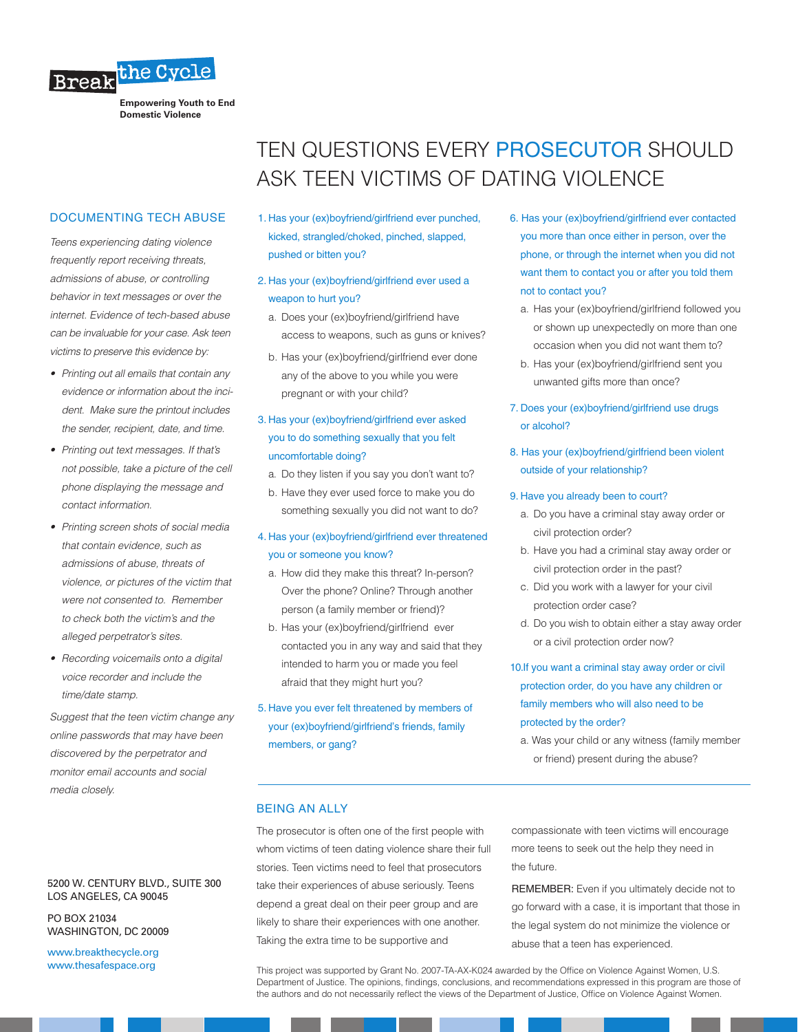Break the Cycle

**Empowering Youth to End Domestic Violence**

# TEN QUESTIONS EVERY PROSECUTOR SHOULD ASK TEEN VICTIMS OF DATING VIOLENCE

## DOCUMENTING TECH ABUSE

*Teens experiencing dating violence frequently report receiving threats, admissions of abuse, or controlling behavior in text messages or over the internet. Evidence of tech-based abuse can be invaluable for your case. Ask teen victims to preserve this evidence by:*

- *Printing out all emails that contain any evidence or information about the incident. Make sure the printout includes the sender, recipient, date, and time.*
- *Printing out text messages. If that's not possible, take a picture of the cell phone displaying the message and contact information.*
- *Printing screen shots of social media that contain evidence, such as admissions of abuse, threats of violence, or pictures of the victim that were not consented to. Remember to check both the victim's and the alleged perpetrator's sites.*
- *Recording voicemails onto a digital voice recorder and include the time/date stamp.*

*Suggest that the teen victim change any online passwords that may have been discovered by the perpetrator and monitor email accounts and social media closely.*

5200 W. CENTURY BLVD., SUITE 300
LOS ANGELES, CA 90045

PO BOX 21034
WASHINGTON, DC 20009

www.breakthecycle.org
www.thesafespace.org

1. Has your (ex)boyfriend/girlfriend ever punched, kicked, strangled/choked, pinched, slapped, pushed or bitten you?
2. Has your (ex)boyfriend/girlfriend ever used a weapon to hurt you?
   a. Does your (ex)boyfriend/girlfriend have access to weapons, such as guns or knives?
   b. Has your (ex)boyfriend/girlfriend ever done any of the above to you while you were pregnant or with your child?
3. Has your (ex)boyfriend/girlfriend ever asked you to do something sexually that you felt uncomfortable doing?
   a. Do they listen if you say you don't want to?
   b. Have they ever used force to make you do something sexually you did not want to do?
4. Has your (ex)boyfriend/girlfriend ever threatened you or someone you know?
   a. How did they make this threat? In-person? Over the phone? Online? Through another person (a family member or friend)?
   b. Has your (ex)boyfriend/girlfriend ever contacted you in any way and said that they intended to harm you or made you feel afraid that they might hurt you?
5. Have you ever felt threatened by members of your (ex)boyfriend/girlfriend's friends, family members, or gang?
6. Has your (ex)boyfriend/girlfriend ever contacted you more than once either in person, over the phone, or through the internet when you did not want them to contact you or after you told them not to contact you?
   a. Has your (ex)boyfriend/girlfriend followed you or shown up unexpectedly on more than one occasion when you did not want them to?
   b. Has your (ex)boyfriend/girlfriend sent you unwanted gifts more than once?
7. Does your (ex)boyfriend/girlfriend use drugs or alcohol?
8. Has your (ex)boyfriend/girlfriend been violent outside of your relationship?
9. Have you already been to court?
   a. Do you have a criminal stay away order or civil protection order?
   b. Have you had a criminal stay away order or civil protection order in the past?
   c. Did you work with a lawyer for your civil protection order case?
   d. Do you wish to obtain either a stay away order or a civil protection order now?
10. If you want a criminal stay away order or civil protection order, do you have any children or family members who will also need to be protected by the order?
    a. Was your child or any witness (family member or friend) present during the abuse?

## BEING AN ALLY

The prosecutor is often one of the first people with whom victims of teen dating violence share their full stories. Teen victims need to feel that prosecutors take their experiences of abuse seriously. Teens depend a great deal on their peer group and are likely to share their experiences with one another. Taking the extra time to be supportive and compassionate with teen victims will encourage more teens to seek out the help they need in the future.

REMEMBER: Even if you ultimately decide not to go forward with a case, it is important that those in the legal system do not minimize the violence or abuse that a teen has experienced.

This project was supported by Grant No. 2007-TA-AX-K024 awarded by the Office on Violence Against Women, U.S. Department of Justice. The opinions, findings, conclusions, and recommendations expressed in this program are those of the authors and do not necessarily reflect the views of the Department of Justice, Office on Violence Against Women.